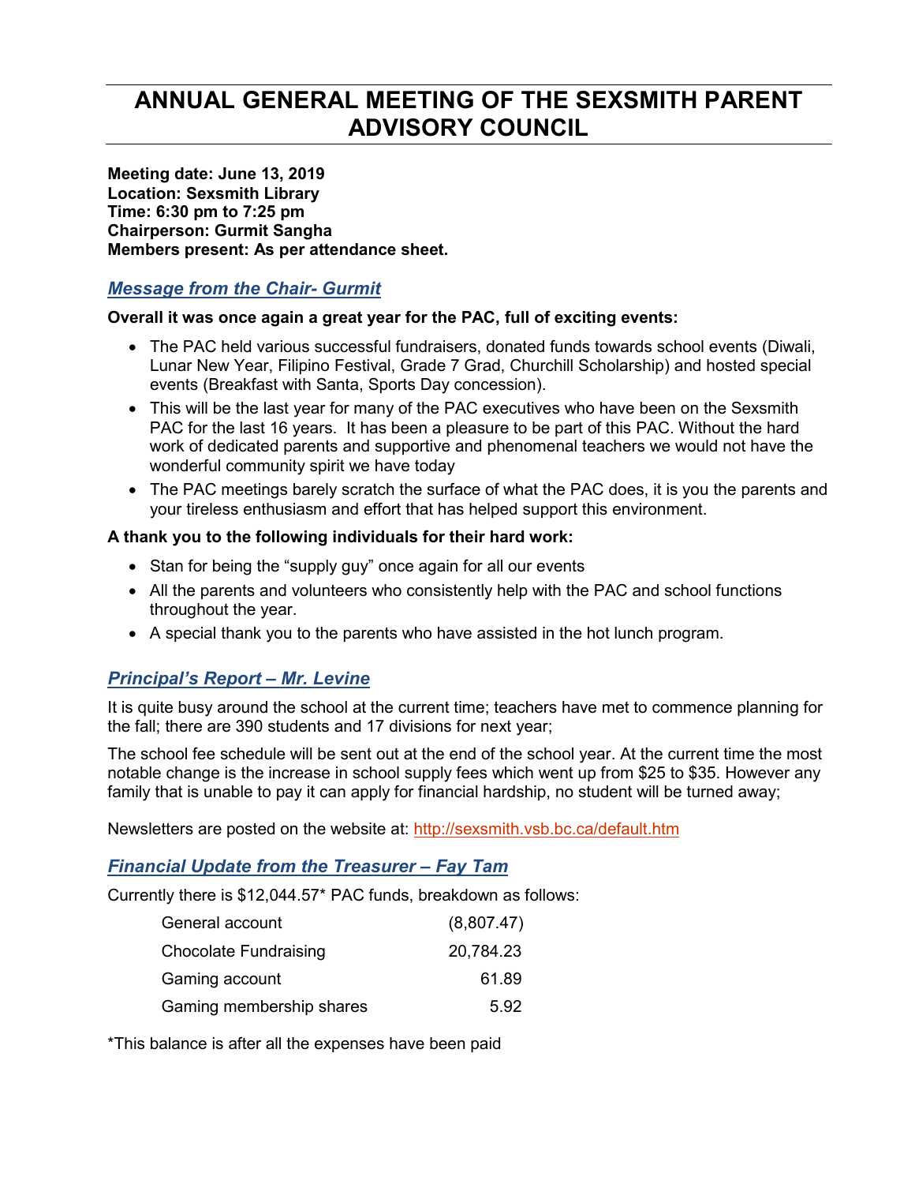# ANNUAL GENERAL MEETING OF THE SEXSMITH PARENT ADVISORY COUNCIL

**Meeting date: June 13, 2019**
**Location: Sexsmith Library**
**Time: 6:30 pm to 7:25 pm**
**Chairperson: Gurmit Sangha**
**Members present: As per attendance sheet.**

## *Message from the Chair- Gurmit*

**Overall it was once again a great year for the PAC, full of exciting events:**

- The PAC held various successful fundraisers, donated funds towards school events (Diwali, Lunar New Year, Filipino Festival, Grade 7 Grad, Churchill Scholarship) and hosted special events (Breakfast with Santa, Sports Day concession).
- This will be the last year for many of the PAC executives who have been on the Sexsmith PAC for the last 16 years. It has been a pleasure to be part of this PAC. Without the hard work of dedicated parents and supportive and phenomenal teachers we would not have the wonderful community spirit we have today
- The PAC meetings barely scratch the surface of what the PAC does, it is you the parents and your tireless enthusiasm and effort that has helped support this environment.

**A thank you to the following individuals for their hard work:**

- Stan for being the "supply guy" once again for all our events
- All the parents and volunteers who consistently help with the PAC and school functions throughout the year.
- A special thank you to the parents who have assisted in the hot lunch program.

## *Principal's Report – Mr. Levine*

It is quite busy around the school at the current time; teachers have met to commence planning for the fall; there are 390 students and 17 divisions for next year;

The school fee schedule will be sent out at the end of the school year. At the current time the most notable change is the increase in school supply fees which went up from $25 to $35. However any family that is unable to pay it can apply for financial hardship, no student will be turned away;

Newsletters are posted on the website at: http://sexsmith.vsb.bc.ca/default.htm

## *Financial Update from the Treasurer – Fay Tam*

Currently there is $12,044.57* PAC funds, breakdown as follows:

| | |
|---|---:|
| General account | (8,807.47) |
| Chocolate Fundraising | 20,784.23 |
| Gaming account | 61.89 |
| Gaming membership shares | 5.92 |

*This balance is after all the expenses have been paid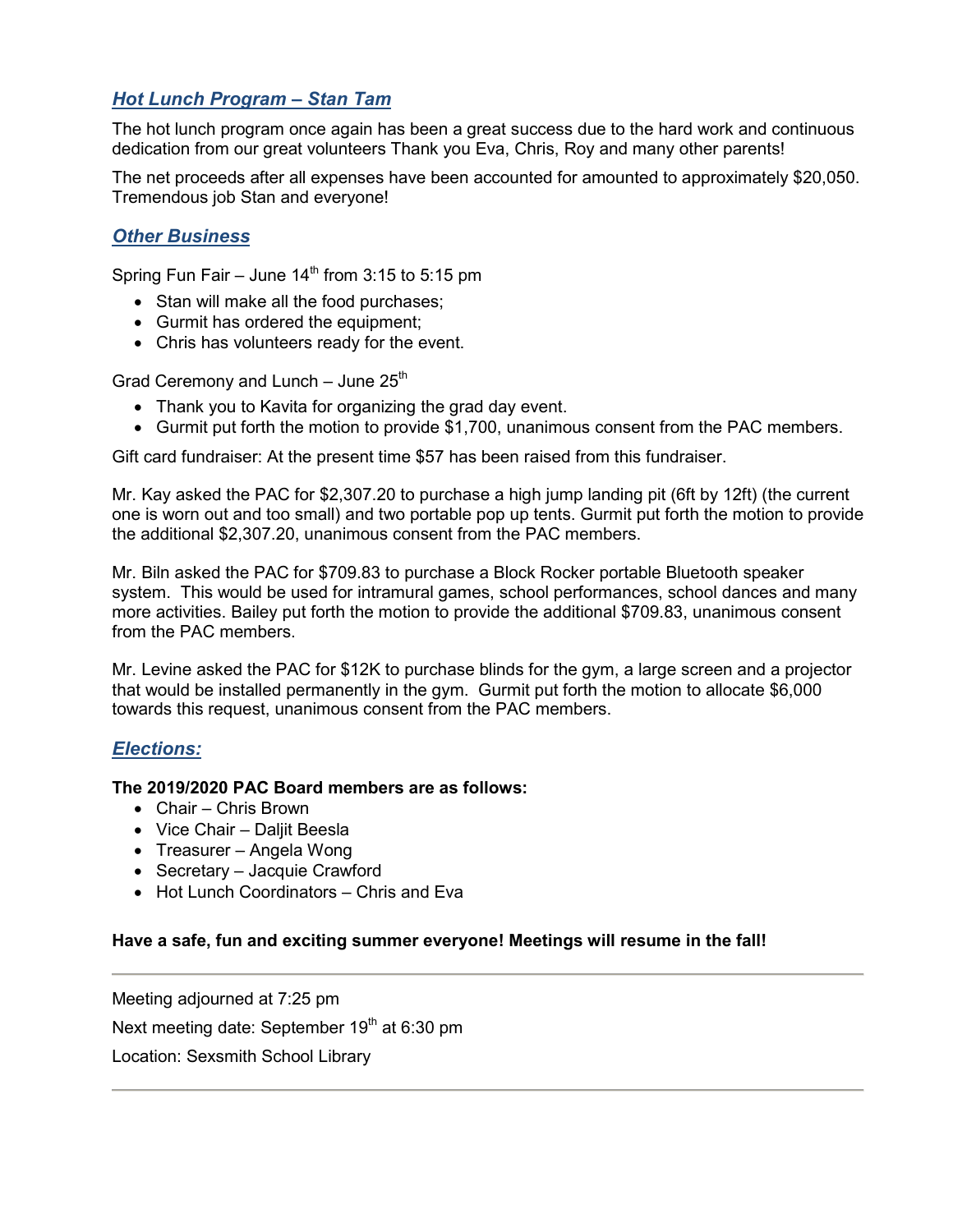## ***Hot Lunch Program – Stan Tam***

The hot lunch program once again has been a great success due to the hard work and continuous dedication from our great volunteers Thank you Eva, Chris, Roy and many other parents!

The net proceeds after all expenses have been accounted for amounted to approximately $20,050. Tremendous job Stan and everyone!

## ***Other Business***

Spring Fun Fair – June 14th from 3:15 to 5:15 pm

- Stan will make all the food purchases;
- Gurmit has ordered the equipment;
- Chris has volunteers ready for the event.

Grad Ceremony and Lunch – June 25th

- Thank you to Kavita for organizing the grad day event.
- Gurmit put forth the motion to provide $1,700, unanimous consent from the PAC members.

Gift card fundraiser: At the present time $57 has been raised from this fundraiser.

Mr. Kay asked the PAC for $2,307.20 to purchase a high jump landing pit (6ft by 12ft) (the current one is worn out and too small) and two portable pop up tents. Gurmit put forth the motion to provide the additional $2,307.20, unanimous consent from the PAC members.

Mr. Biln asked the PAC for $709.83 to purchase a Block Rocker portable Bluetooth speaker system. This would be used for intramural games, school performances, school dances and many more activities. Bailey put forth the motion to provide the additional $709.83, unanimous consent from the PAC members.

Mr. Levine asked the PAC for $12K to purchase blinds for the gym, a large screen and a projector that would be installed permanently in the gym. Gurmit put forth the motion to allocate $6,000 towards this request, unanimous consent from the PAC members.

## ***Elections:***

**The 2019/2020 PAC Board members are as follows:**

- Chair – Chris Brown
- Vice Chair – Daljit Beesla
- Treasurer – Angela Wong
- Secretary – Jacquie Crawford
- Hot Lunch Coordinators – Chris and Eva

**Have a safe, fun and exciting summer everyone! Meetings will resume in the fall!**

---

Meeting adjourned at 7:25 pm

Next meeting date: September 19th at 6:30 pm

Location: Sexsmith School Library

---